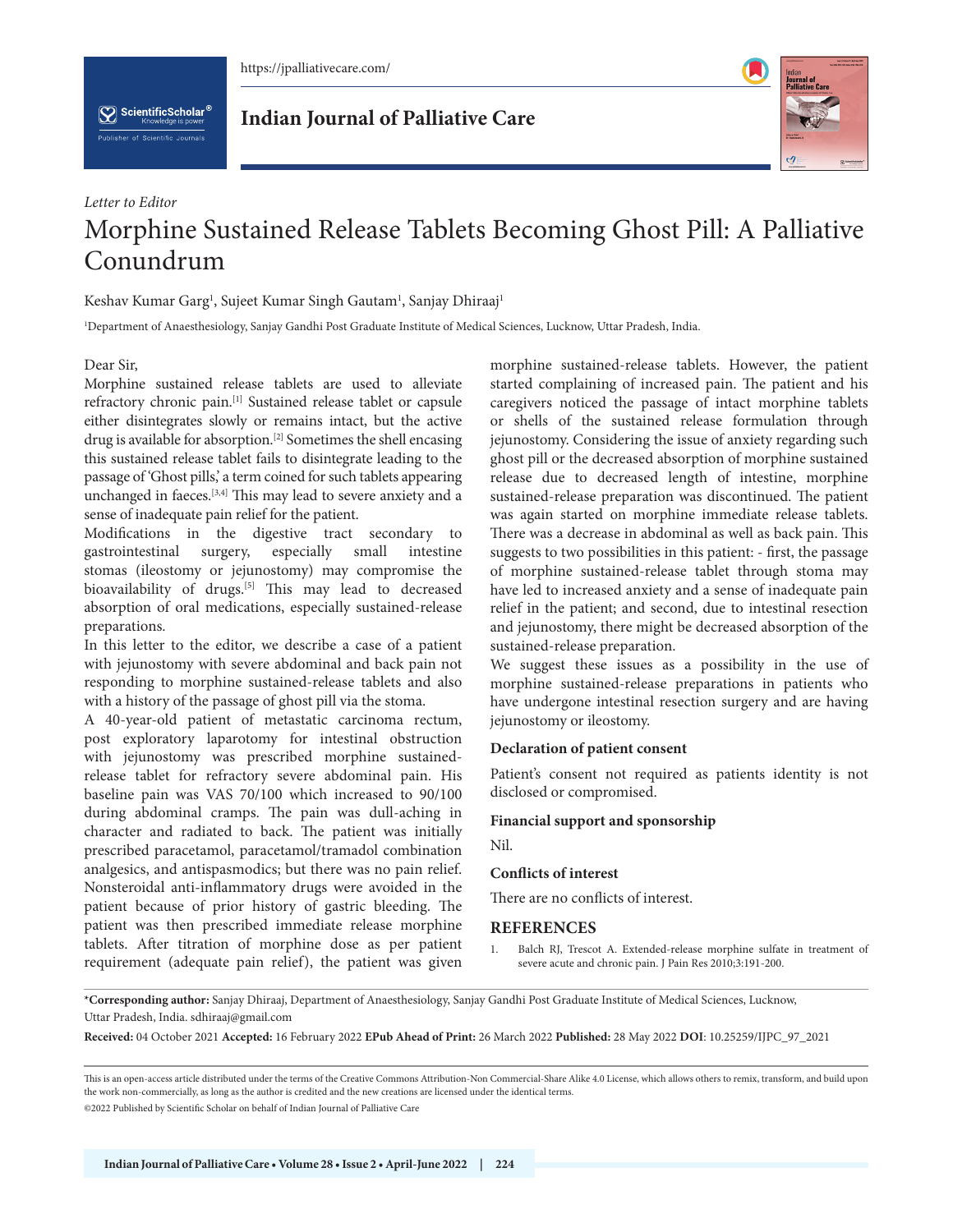*Letter to Editor*

# Morphine Sustained Release Tablets Becoming Ghost Pill: A Palliative Conundrum

Keshav Kumar Garg[1], Sujeet Kumar Singh Gautam[1], Sanjay Dhiraaj[1]

[1]Department of Anaesthesiology, Sanjay Gandhi Post Graduate Institute of Medical Sciences, Lucknow, Uttar Pradesh, India.

Dear Sir,

Morphine sustained release tablets are used to alleviate refractory chronic pain.[1] Sustained release tablet or capsule either disintegrates slowly or remains intact, but the active drug is available for absorption.[2] Sometimes the shell encasing this sustained release tablet fails to disintegrate leading to the passage of 'Ghost pills,' a term coined for such tablets appearing unchanged in faeces.[3,4] This may lead to severe anxiety and a sense of inadequate pain relief for the patient.

Modifications in the digestive tract secondary to gastrointestinal surgery, especially small intestine stomas (ileostomy or jejunostomy) may compromise the bioavailability of drugs.[5] This may lead to decreased absorption of oral medications, especially sustained-release preparations.

In this letter to the editor, we describe a case of a patient with jejunostomy with severe abdominal and back pain not responding to morphine sustained-release tablets and also with a history of the passage of ghost pill via the stoma.

A 40-year-old patient of metastatic carcinoma rectum, post exploratory laparotomy for intestinal obstruction with jejunostomy was prescribed morphine sustained-release tablet for refractory severe abdominal pain. His baseline pain was VAS 70/100 which increased to 90/100 during abdominal cramps. The pain was dull-aching in character and radiated to back. The patient was initially prescribed paracetamol, paracetamol/tramadol combination analgesics, and antispasmodics; but there was no pain relief. Nonsteroidal anti-inflammatory drugs were avoided in the patient because of prior history of gastric bleeding. The patient was then prescribed immediate release morphine tablets. After titration of morphine dose as per patient requirement (adequate pain relief), the patient was given morphine sustained-release tablets. However, the patient started complaining of increased pain. The patient and his caregivers noticed the passage of intact morphine tablets or shells of the sustained release formulation through jejunostomy. Considering the issue of anxiety regarding such ghost pill or the decreased absorption of morphine sustained release due to decreased length of intestine, morphine sustained-release preparation was discontinued. The patient was again started on morphine immediate release tablets. There was a decrease in abdominal as well as back pain. This suggests to two possibilities in this patient: - first, the passage of morphine sustained-release tablet through stoma may have led to increased anxiety and a sense of inadequate pain relief in the patient; and second, due to intestinal resection and jejunostomy, there might be decreased absorption of the sustained-release preparation.

We suggest these issues as a possibility in the use of morphine sustained-release preparations in patients who have undergone intestinal resection surgery and are having jejunostomy or ileostomy.

### Declaration of patient consent

Patient's consent not required as patients identity is not disclosed or compromised.

### Financial support and sponsorship

Nil.

### Conflicts of interest

There are no conflicts of interest.

## REFERENCES

1. Balch RJ, Trescot A. Extended-release morphine sulfate in treatment of severe acute and chronic pain. J Pain Res 2010;3:191-200.

**\*Corresponding author:** Sanjay Dhiraaj, Department of Anaesthesiology, Sanjay Gandhi Post Graduate Institute of Medical Sciences, Lucknow, Uttar Pradesh, India. sdhiraaj@gmail.com

**Received:** 04 October 2021 **Accepted:** 16 February 2022 **EPub Ahead of Print:** 26 March 2022 **Published:** 28 May 2022 **DOI**: 10.25259/IJPC_97_2021

This is an open-access article distributed under the terms of the Creative Commons Attribution-Non Commercial-Share Alike 4.0 License, which allows others to remix, transform, and build upon the work non-commercially, as long as the author is credited and the new creations are licensed under the identical terms.

©2022 Published by Scientific Scholar on behalf of Indian Journal of Palliative Care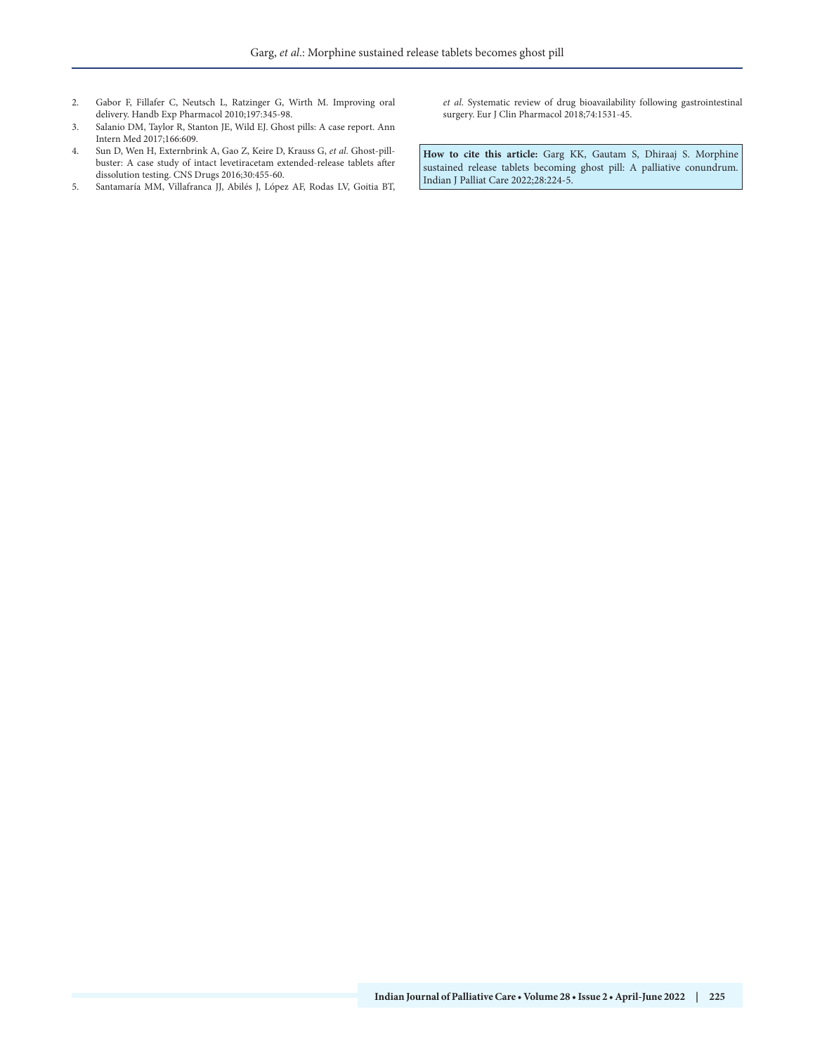2. Gabor F, Fillafer C, Neutsch L, Ratzinger G, Wirth M. Improving oral delivery. Handb Exp Pharmacol 2010;197:345-98.
3. Salanio DM, Taylor R, Stanton JE, Wild EJ. Ghost pills: A case report. Ann Intern Med 2017;166:609.
4. Sun D, Wen H, Externbrink A, Gao Z, Keire D, Krauss G, *et al*. Ghost-pill-buster: A case study of intact levetiracetam extended-release tablets after dissolution testing. CNS Drugs 2016;30:455-60.
5. Santamaría MM, Villafranca JJ, Abilés J, López AF, Rodas LV, Goitia BT, *et al*. Systematic review of drug bioavailability following gastrointestinal surgery. Eur J Clin Pharmacol 2018;74:1531-45.

**How to cite this article:** Garg KK, Gautam S, Dhiraaj S. Morphine sustained release tablets becoming ghost pill: A palliative conundrum. Indian J Palliat Care 2022;28:224-5.